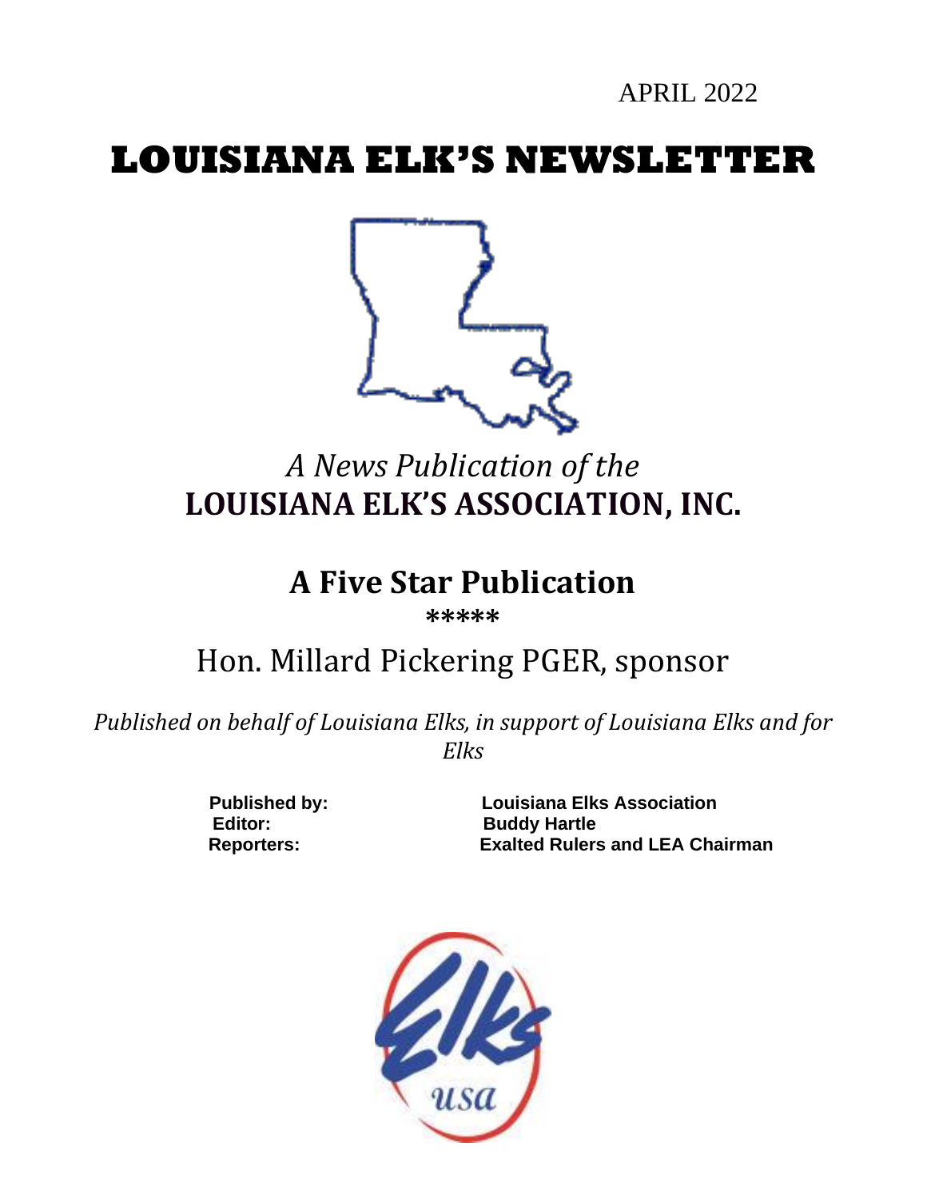APRIL 2022

# LOUISIANA ELK'S NEWSLETTER

*A News Publication of the*

## LOUISIANA ELK'S ASSOCIATION, INC.

## A Five Star Publication

**\*\*\*\*\***

Hon. Millard Pickering PGER, sponsor

*Published on behalf of Louisiana Elks, in support of Louisiana Elks and for Elks*

**Published by:** **Louisiana Elks Association**
**Editor:** **Buddy Hartle**
**Reporters:** **Exalted Rulers and LEA Chairman**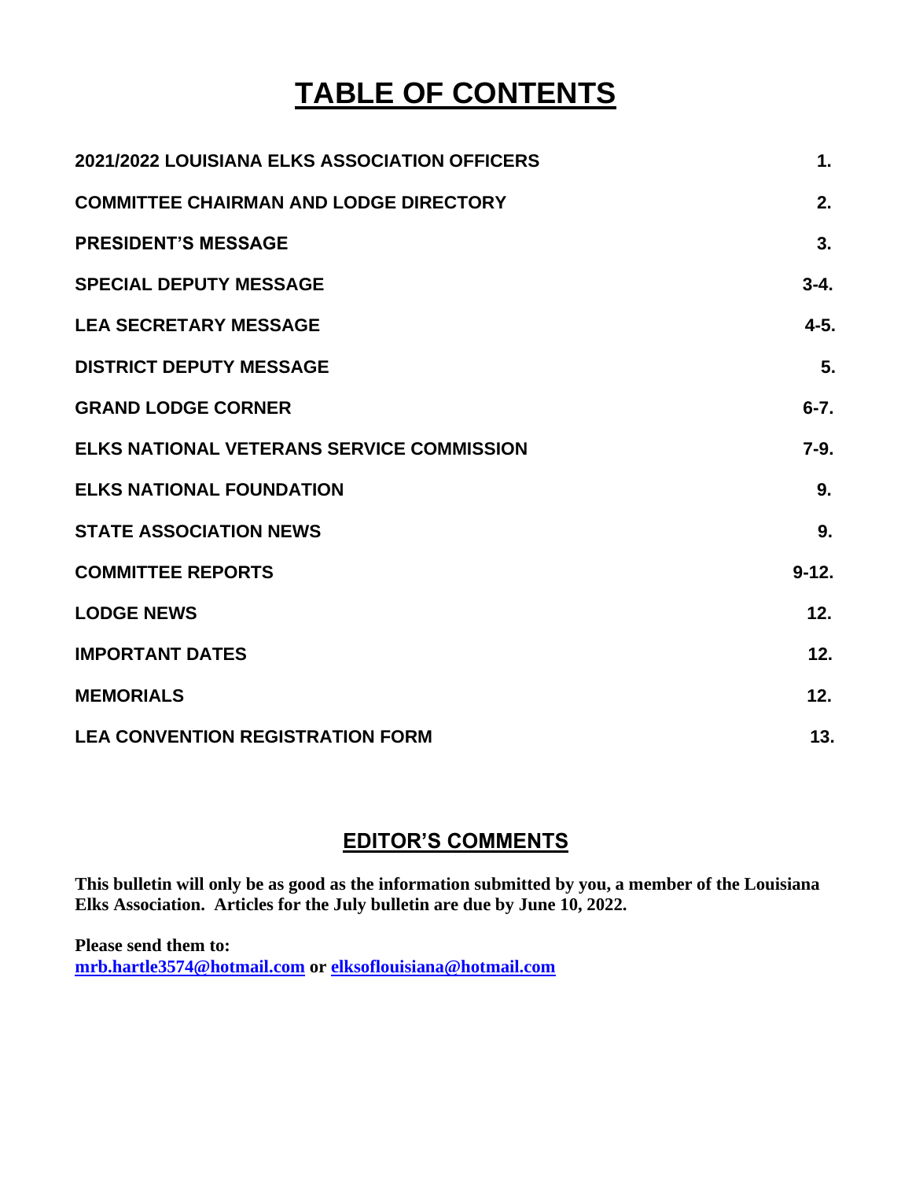# TABLE OF CONTENTS

| | |
|---|---|
| **2021/2022 LOUISIANA ELKS ASSOCIATION OFFICERS** | **1.** |
| **COMMITTEE CHAIRMAN AND LODGE DIRECTORY** | **2.** |
| **PRESIDENT'S MESSAGE** | **3.** |
| **SPECIAL DEPUTY MESSAGE** | **3-4.** |
| **LEA SECRETARY MESSAGE** | **4-5.** |
| **DISTRICT DEPUTY MESSAGE** | **5.** |
| **GRAND LODGE CORNER** | **6-7.** |
| **ELKS NATIONAL VETERANS SERVICE COMMISSION** | **7-9.** |
| **ELKS NATIONAL FOUNDATION** | **9.** |
| **STATE ASSOCIATION NEWS** | **9.** |
| **COMMITTEE REPORTS** | **9-12.** |
| **LODGE NEWS** | **12.** |
| **IMPORTANT DATES** | **12.** |
| **MEMORIALS** | **12.** |
| **LEA CONVENTION REGISTRATION FORM** | **13.** |

## EDITOR'S COMMENTS

**This bulletin will only be as good as the information submitted by you, a member of the Louisiana Elks Association. Articles for the July bulletin are due by June 10, 2022.**

**Please send them to:**
**mrb.hartle3574@hotmail.com or elksoflouisiana@hotmail.com**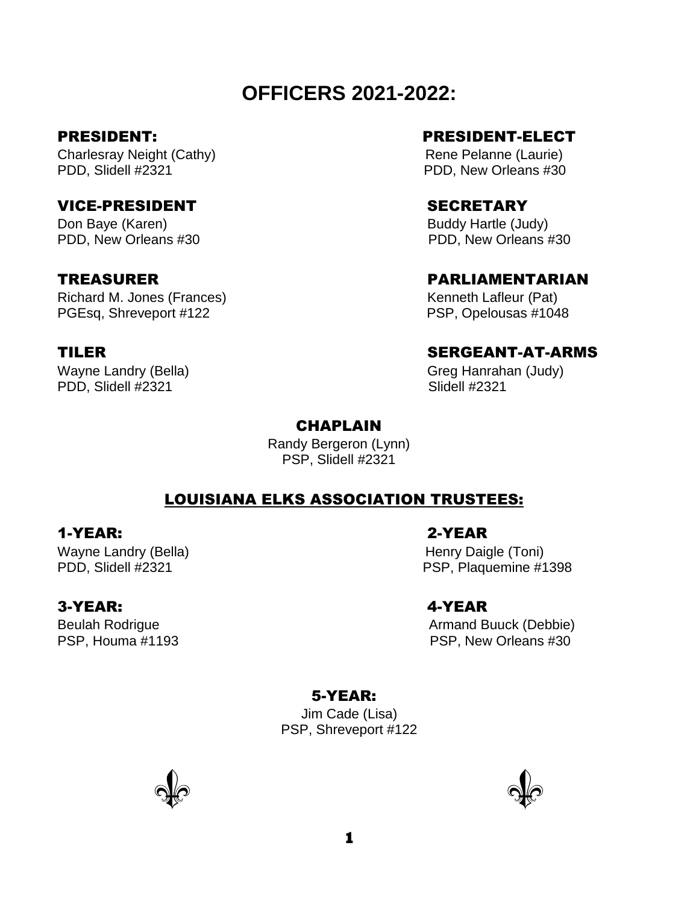# OFFICERS 2021-2022:

### PRESIDENT:

Charlesray Neight (Cathy)
PDD, Slidell #2321

### PRESIDENT-ELECT

Rene Pelanne (Laurie)
PDD, New Orleans #30

### VICE-PRESIDENT

Don Baye (Karen)
PDD, New Orleans #30

### SECRETARY

Buddy Hartle (Judy)
PDD, New Orleans #30

### TREASURER

Richard M. Jones (Frances)
PGEsq, Shreveport #122

### PARLIAMENTARIAN

Kenneth Lafleur (Pat)
PSP, Opelousas #1048

### TILER

Wayne Landry (Bella)
PDD, Slidell #2321

### SERGEANT-AT-ARMS

Greg Hanrahan (Judy)
Slidell #2321

### CHAPLAIN

Randy Bergeron (Lynn)
PSP, Slidell #2321

## LOUISIANA ELKS ASSOCIATION TRUSTEES:

### 1-YEAR:

Wayne Landry (Bella)
PDD, Slidell #2321

### 2-YEAR

Henry Daigle (Toni)
PSP, Plaquemine #1398

### 3-YEAR:

Beulah Rodrigue
PSP, Houma #1193

### 4-YEAR

Armand Buuck (Debbie)
PSP, New Orleans #30

### 5-YEAR:

Jim Cade (Lisa)
PSP, Shreveport #122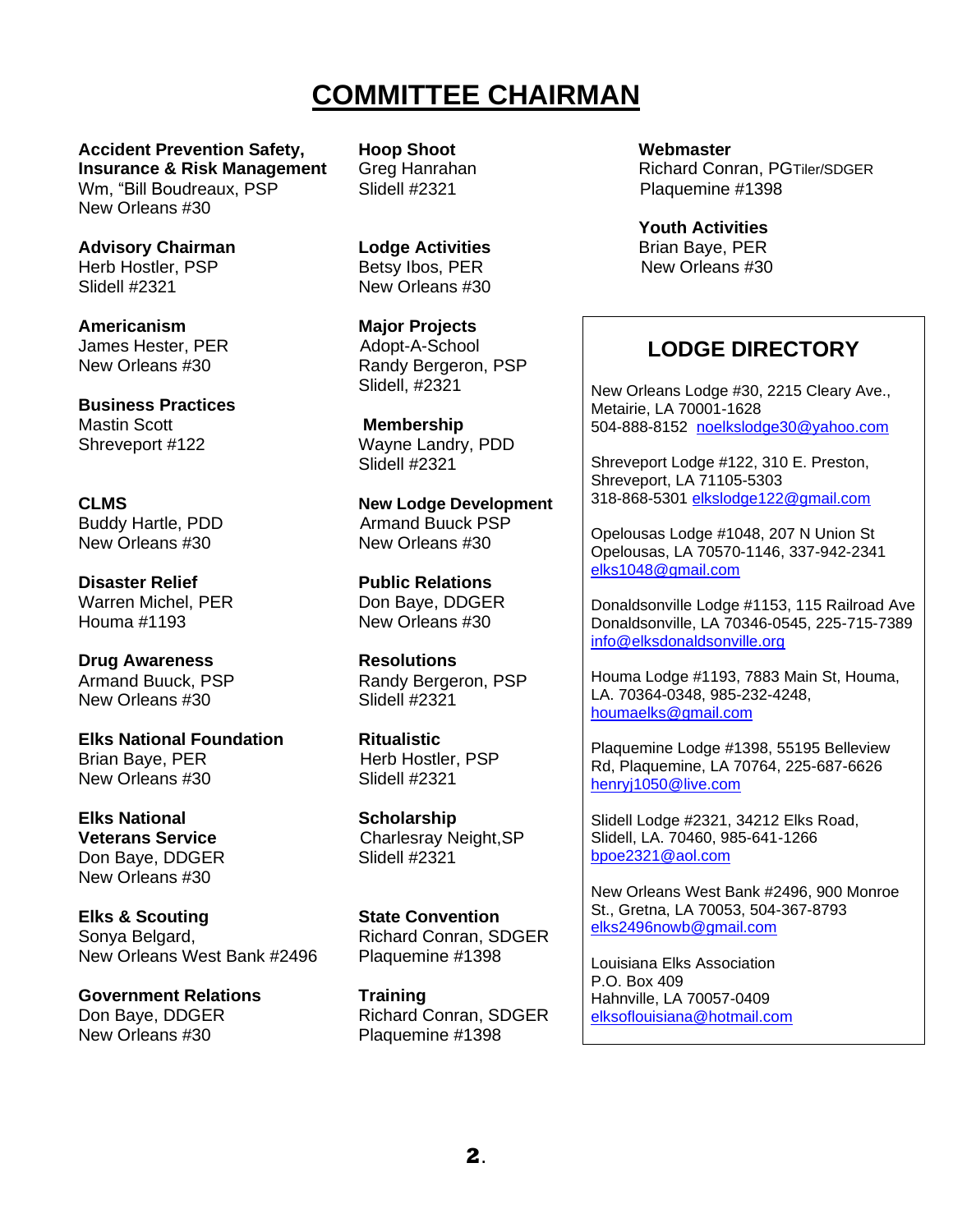# COMMITTEE CHAIRMAN

**Accident Prevention Safety, Insurance & Risk Management**
Wm, "Bill Boudreaux, PSP
New Orleans #30

**Advisory Chairman**
Herb Hostler, PSP
Slidell #2321

**Americanism**
James Hester, PER
New Orleans #30

**Business Practices**
Mastin Scott
Shreveport #122

**CLMS**
Buddy Hartle, PDD
New Orleans #30

**Disaster Relief**
Warren Michel, PER
Houma #1193

**Drug Awareness**
Armand Buuck, PSP
New Orleans #30

**Elks National Foundation**
Brian Baye, PER
New Orleans #30

**Elks National Veterans Service**
Don Baye, DDGER
New Orleans #30

**Elks & Scouting**
Sonya Belgard,
New Orleans West Bank #2496

**Government Relations**
Don Baye, DDGER
New Orleans #30

**Hoop Shoot**
Greg Hanrahan
Slidell #2321

**Lodge Activities**
Betsy Ibos, PER
New Orleans #30

**Major Projects**
Adopt-A-School
Randy Bergeron, PSP
Slidell, #2321

**Membership**
Wayne Landry, PDD
Slidell #2321

**New Lodge Development**
Armand Buuck PSP
New Orleans #30

**Public Relations**
Don Baye, DDGER
New Orleans #30

**Resolutions**
Randy Bergeron, PSP
Slidell #2321

**Ritualistic**
Herb Hostler, PSP
Slidell #2321

**Scholarship**
Charlesray Neight,SP
Slidell #2321

**State Convention**
Richard Conran, SDGER
Plaquemine #1398

**Training**
Richard Conran, SDGER
Plaquemine #1398

**Webmaster**
Richard Conran, PGTiler/SDGER
Plaquemine #1398

**Youth Activities**
Brian Baye, PER
New Orleans #30

## LODGE DIRECTORY

New Orleans Lodge #30, 2215 Cleary Ave., Metairie, LA 70001-1628
504-888-8152 noelkslodge30@yahoo.com

Shreveport Lodge #122, 310 E. Preston, Shreveport, LA 71105-5303
318-868-5301 elkslodge122@gmail.com

Opelousas Lodge #1048, 207 N Union St Opelousas, LA 70570-1146, 337-942-2341
elks1048@gmail.com

Donaldsonville Lodge #1153, 115 Railroad Ave Donaldsonville, LA 70346-0545, 225-715-7389
info@elksdonaldsonville.org

Houma Lodge #1193, 7883 Main St, Houma, LA. 70364-0348, 985-232-4248,
houmaelks@gmail.com

Plaquemine Lodge #1398, 55195 Belleview Rd, Plaquemine, LA 70764, 225-687-6626
henryj1050@live.com

Slidell Lodge #2321, 34212 Elks Road, Slidell, LA. 70460, 985-641-1266
bpoe2321@aol.com

New Orleans West Bank #2496, 900 Monroe St., Gretna, LA 70053, 504-367-8793
elks2496nowb@gmail.com

Louisiana Elks Association
P.O. Box 409
Hahnville, LA 70057-0409
elksoflouisiana@hotmail.com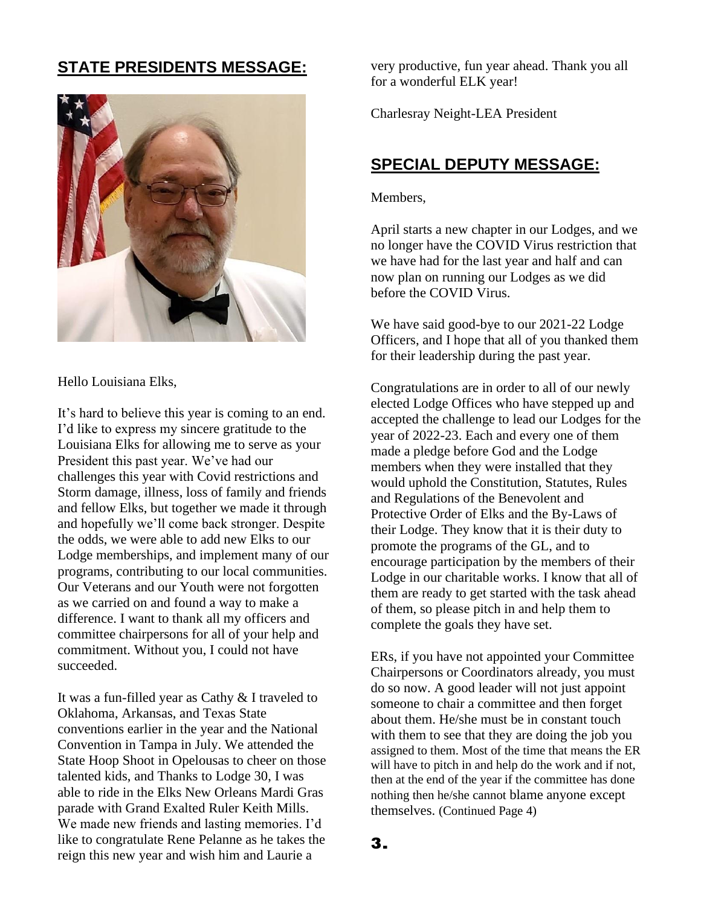## STATE PRESIDENTS MESSAGE:

Hello Louisiana Elks,

It's hard to believe this year is coming to an end. I'd like to express my sincere gratitude to the Louisiana Elks for allowing me to serve as your President this past year. We've had our challenges this year with Covid restrictions and Storm damage, illness, loss of family and friends and fellow Elks, but together we made it through and hopefully we'll come back stronger. Despite the odds, we were able to add new Elks to our Lodge memberships, and implement many of our programs, contributing to our local communities. Our Veterans and our Youth were not forgotten as we carried on and found a way to make a difference. I want to thank all my officers and committee chairpersons for all of your help and commitment. Without you, I could not have succeeded.

It was a fun-filled year as Cathy & I traveled to Oklahoma, Arkansas, and Texas State conventions earlier in the year and the National Convention in Tampa in July. We attended the State Hoop Shoot in Opelousas to cheer on those talented kids, and Thanks to Lodge 30, I was able to ride in the Elks New Orleans Mardi Gras parade with Grand Exalted Ruler Keith Mills. We made new friends and lasting memories. I'd like to congratulate Rene Pelanne as he takes the reign this new year and wish him and Laurie a very productive, fun year ahead. Thank you all for a wonderful ELK year!

Charlesray Neight-LEA President

## SPECIAL DEPUTY MESSAGE:

Members,

April starts a new chapter in our Lodges, and we no longer have the COVID Virus restriction that we have had for the last year and half and can now plan on running our Lodges as we did before the COVID Virus.

We have said good-bye to our 2021-22 Lodge Officers, and I hope that all of you thanked them for their leadership during the past year.

Congratulations are in order to all of our newly elected Lodge Offices who have stepped up and accepted the challenge to lead our Lodges for the year of 2022-23. Each and every one of them made a pledge before God and the Lodge members when they were installed that they would uphold the Constitution, Statutes, Rules and Regulations of the Benevolent and Protective Order of Elks and the By-Laws of their Lodge. They know that it is their duty to promote the programs of the GL, and to encourage participation by the members of their Lodge in our charitable works. I know that all of them are ready to get started with the task ahead of them, so please pitch in and help them to complete the goals they have set.

ERs, if you have not appointed your Committee Chairpersons or Coordinators already, you must do so now. A good leader will not just appoint someone to chair a committee and then forget about them. He/she must be in constant touch with them to see that they are doing the job you assigned to them. Most of the time that means the ER will have to pitch in and help do the work and if not, then at the end of the year if the committee has done nothing then he/she cannot blame anyone except themselves. (Continued Page 4)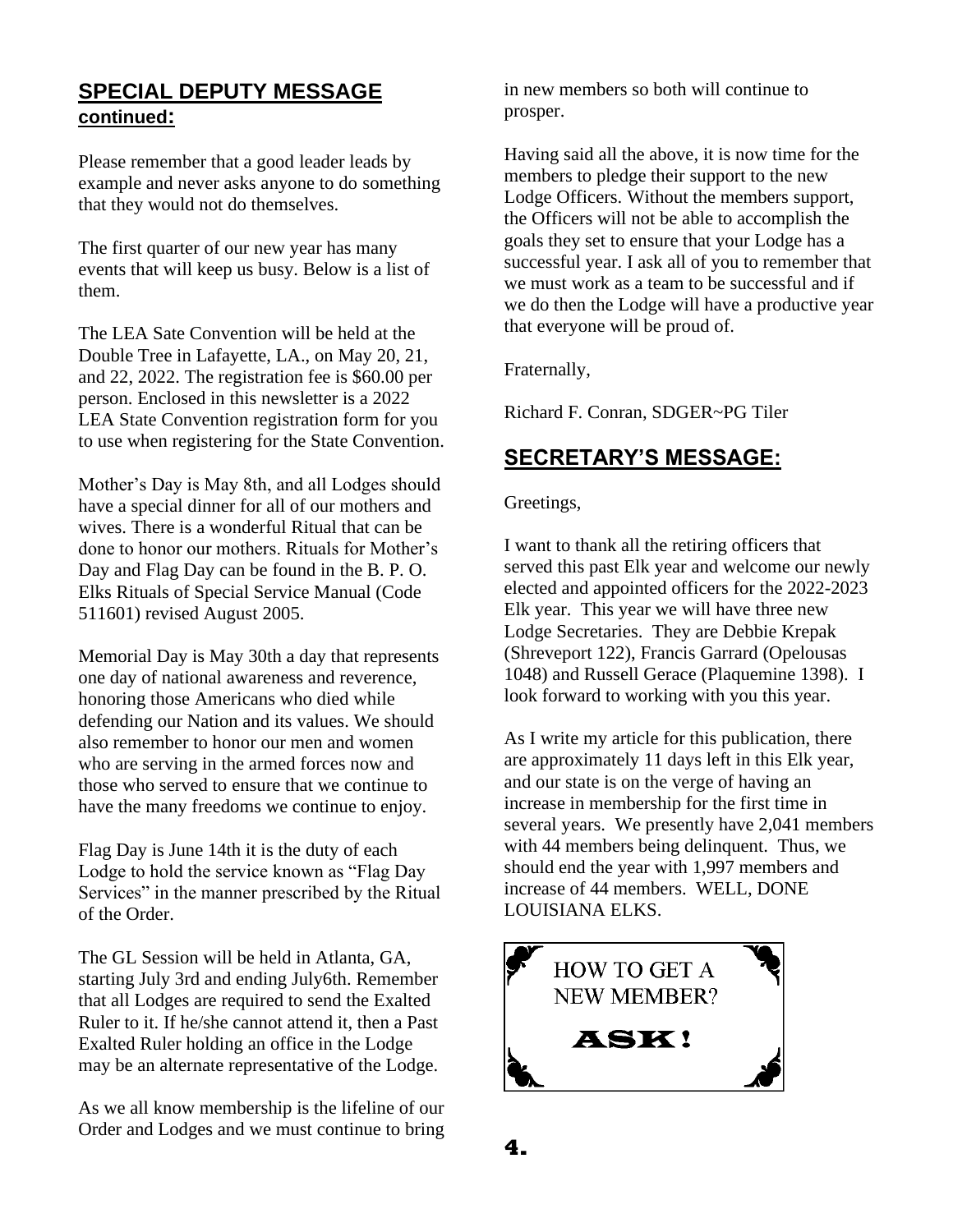## SPECIAL DEPUTY MESSAGE continued:

Please remember that a good leader leads by example and never asks anyone to do something that they would not do themselves.

The first quarter of our new year has many events that will keep us busy. Below is a list of them.

The LEA Sate Convention will be held at the Double Tree in Lafayette, LA., on May 20, 21, and 22, 2022. The registration fee is $60.00 per person. Enclosed in this newsletter is a 2022 LEA State Convention registration form for you to use when registering for the State Convention.

Mother's Day is May 8th, and all Lodges should have a special dinner for all of our mothers and wives. There is a wonderful Ritual that can be done to honor our mothers. Rituals for Mother's Day and Flag Day can be found in the B. P. O. Elks Rituals of Special Service Manual (Code 511601) revised August 2005.

Memorial Day is May 30th a day that represents one day of national awareness and reverence, honoring those Americans who died while defending our Nation and its values. We should also remember to honor our men and women who are serving in the armed forces now and those who served to ensure that we continue to have the many freedoms we continue to enjoy.

Flag Day is June 14th it is the duty of each Lodge to hold the service known as "Flag Day Services" in the manner prescribed by the Ritual of the Order.

The GL Session will be held in Atlanta, GA, starting July 3rd and ending July6th. Remember that all Lodges are required to send the Exalted Ruler to it. If he/she cannot attend it, then a Past Exalted Ruler holding an office in the Lodge may be an alternate representative of the Lodge.

As we all know membership is the lifeline of our Order and Lodges and we must continue to bring in new members so both will continue to prosper.

Having said all the above, it is now time for the members to pledge their support to the new Lodge Officers. Without the members support, the Officers will not be able to accomplish the goals they set to ensure that your Lodge has a successful year. I ask all of you to remember that we must work as a team to be successful and if we do then the Lodge will have a productive year that everyone will be proud of.

Fraternally,

Richard F. Conran, SDGER~PG Tiler

## SECRETARY'S MESSAGE:

Greetings,

I want to thank all the retiring officers that served this past Elk year and welcome our newly elected and appointed officers for the 2022-2023 Elk year. This year we will have three new Lodge Secretaries. They are Debbie Krepak (Shreveport 122), Francis Garrard (Opelousas 1048) and Russell Gerace (Plaquemine 1398). I look forward to working with you this year.

As I write my article for this publication, there are approximately 11 days left in this Elk year, and our state is on the verge of having an increase in membership for the first time in several years. We presently have 2,041 members with 44 members being delinquent. Thus, we should end the year with 1,997 members and increase of 44 members. WELL, DONE LOUISIANA ELKS.

HOW TO GET A NEW MEMBER?

**ASK!**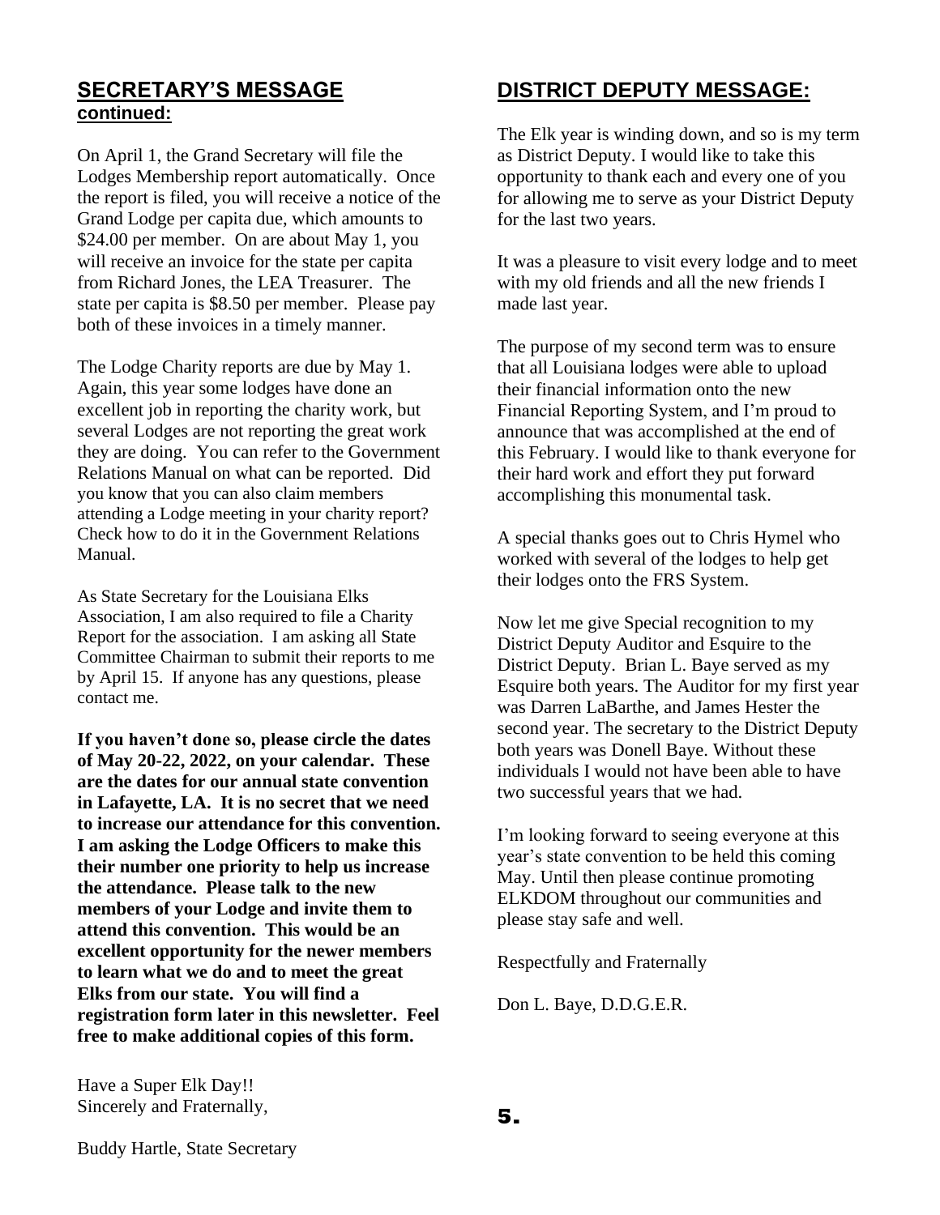## SECRETARY'S MESSAGE
### continued:

On April 1, the Grand Secretary will file the Lodges Membership report automatically. Once the report is filed, you will receive a notice of the Grand Lodge per capita due, which amounts to $24.00 per member. On are about May 1, you will receive an invoice for the state per capita from Richard Jones, the LEA Treasurer. The state per capita is $8.50 per member. Please pay both of these invoices in a timely manner.

The Lodge Charity reports are due by May 1. Again, this year some lodges have done an excellent job in reporting the charity work, but several Lodges are not reporting the great work they are doing. You can refer to the Government Relations Manual on what can be reported. Did you know that you can also claim members attending a Lodge meeting in your charity report? Check how to do it in the Government Relations Manual.

As State Secretary for the Louisiana Elks Association, I am also required to file a Charity Report for the association. I am asking all State Committee Chairman to submit their reports to me by April 15. If anyone has any questions, please contact me.

**If you haven't done so, please circle the dates of May 20-22, 2022, on your calendar. These are the dates for our annual state convention in Lafayette, LA. It is no secret that we need to increase our attendance for this convention. I am asking the Lodge Officers to make this their number one priority to help us increase the attendance. Please talk to the new members of your Lodge and invite them to attend this convention. This would be an excellent opportunity for the newer members to learn what we do and to meet the great Elks from our state. You will find a registration form later in this newsletter. Feel free to make additional copies of this form.**

Have a Super Elk Day!!
Sincerely and Fraternally,

Buddy Hartle, State Secretary

## DISTRICT DEPUTY MESSAGE:

The Elk year is winding down, and so is my term as District Deputy. I would like to take this opportunity to thank each and every one of you for allowing me to serve as your District Deputy for the last two years.

It was a pleasure to visit every lodge and to meet with my old friends and all the new friends I made last year.

The purpose of my second term was to ensure that all Louisiana lodges were able to upload their financial information onto the new Financial Reporting System, and I'm proud to announce that was accomplished at the end of this February. I would like to thank everyone for their hard work and effort they put forward accomplishing this monumental task.

A special thanks goes out to Chris Hymel who worked with several of the lodges to help get their lodges onto the FRS System.

Now let me give Special recognition to my District Deputy Auditor and Esquire to the District Deputy. Brian L. Baye served as my Esquire both years. The Auditor for my first year was Darren LaBarthe, and James Hester the second year. The secretary to the District Deputy both years was Donell Baye. Without these individuals I would not have been able to have two successful years that we had.

I'm looking forward to seeing everyone at this year's state convention to be held this coming May. Until then please continue promoting ELKDOM throughout our communities and please stay safe and well.

Respectfully and Fraternally

Don L. Baye, D.D.G.E.R.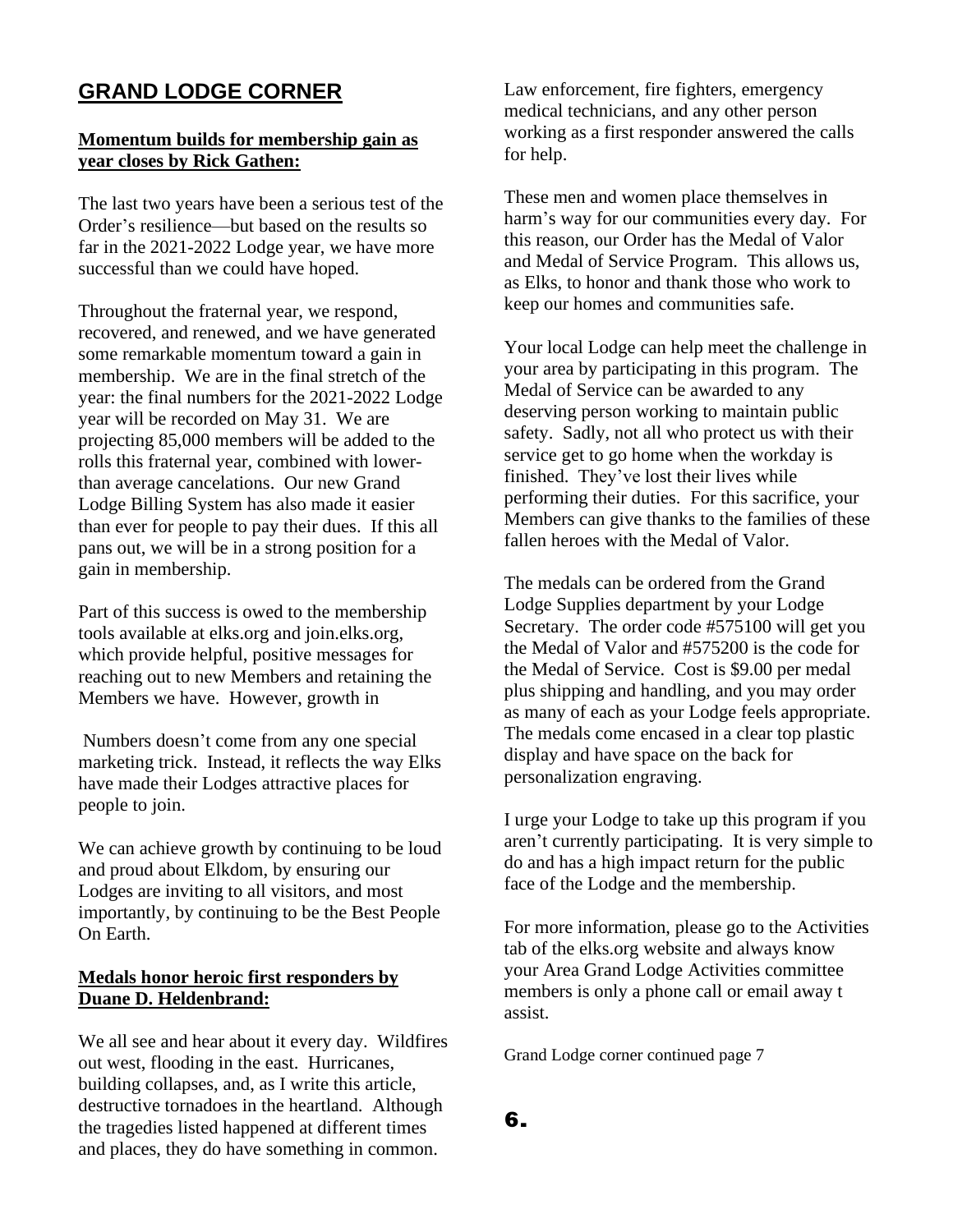## GRAND LODGE CORNER

**Momentum builds for membership gain as year closes by Rick Gathen:**

The last two years have been a serious test of the Order's resilience—but based on the results so far in the 2021-2022 Lodge year, we have more successful than we could have hoped.

Throughout the fraternal year, we respond, recovered, and renewed, and we have generated some remarkable momentum toward a gain in membership. We are in the final stretch of the year: the final numbers for the 2021-2022 Lodge year will be recorded on May 31. We are projecting 85,000 members will be added to the rolls this fraternal year, combined with lower-than average cancelations. Our new Grand Lodge Billing System has also made it easier than ever for people to pay their dues. If this all pans out, we will be in a strong position for a gain in membership.

Part of this success is owed to the membership tools available at elks.org and join.elks.org, which provide helpful, positive messages for reaching out to new Members and retaining the Members we have. However, growth in

Numbers doesn't come from any one special marketing trick. Instead, it reflects the way Elks have made their Lodges attractive places for people to join.

We can achieve growth by continuing to be loud and proud about Elkdom, by ensuring our Lodges are inviting to all visitors, and most importantly, by continuing to be the Best People On Earth.

**Medals honor heroic first responders by Duane D. Heldenbrand:**

We all see and hear about it every day. Wildfires out west, flooding in the east. Hurricanes, building collapses, and, as I write this article, destructive tornadoes in the heartland. Although the tragedies listed happened at different times and places, they do have something in common. Law enforcement, fire fighters, emergency medical technicians, and any other person working as a first responder answered the calls for help.

These men and women place themselves in harm's way for our communities every day. For this reason, our Order has the Medal of Valor and Medal of Service Program. This allows us, as Elks, to honor and thank those who work to keep our homes and communities safe.

Your local Lodge can help meet the challenge in your area by participating in this program. The Medal of Service can be awarded to any deserving person working to maintain public safety. Sadly, not all who protect us with their service get to go home when the workday is finished. They've lost their lives while performing their duties. For this sacrifice, your Members can give thanks to the families of these fallen heroes with the Medal of Valor.

The medals can be ordered from the Grand Lodge Supplies department by your Lodge Secretary. The order code #575100 will get you the Medal of Valor and #575200 is the code for the Medal of Service. Cost is $9.00 per medal plus shipping and handling, and you may order as many of each as your Lodge feels appropriate. The medals come encased in a clear top plastic display and have space on the back for personalization engraving.

I urge your Lodge to take up this program if you aren't currently participating. It is very simple to do and has a high impact return for the public face of the Lodge and the membership.

For more information, please go to the Activities tab of the elks.org website and always know your Area Grand Lodge Activities committee members is only a phone call or email away t assist.

Grand Lodge corner continued page 7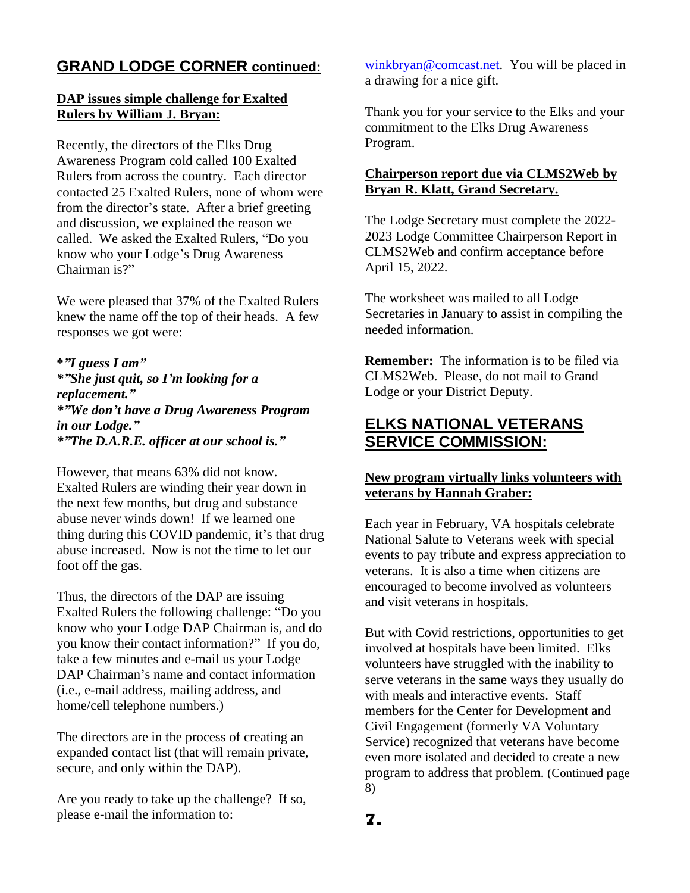## GRAND LODGE CORNER continued:

**DAP issues simple challenge for Exalted Rulers by William J. Bryan:**

Recently, the directors of the Elks Drug Awareness Program cold called 100 Exalted Rulers from across the country. Each director contacted 25 Exalted Rulers, none of whom were from the director's state. After a brief greeting and discussion, we explained the reason we called. We asked the Exalted Rulers, "Do you know who your Lodge's Drug Awareness Chairman is?"

We were pleased that 37% of the Exalted Rulers knew the name off the top of their heads. A few responses we got were:

***"I guess I am"***
***"She just quit, so I'm looking for a replacement."***
***"We don't have a Drug Awareness Program in our Lodge."***
***"The D.A.R.E. officer at our school is."***

However, that means 63% did not know. Exalted Rulers are winding their year down in the next few months, but drug and substance abuse never winds down! If we learned one thing during this COVID pandemic, it's that drug abuse increased. Now is not the time to let our foot off the gas.

Thus, the directors of the DAP are issuing Exalted Rulers the following challenge: "Do you know who your Lodge DAP Chairman is, and do you know their contact information?" If you do, take a few minutes and e-mail us your Lodge DAP Chairman's name and contact information (i.e., e-mail address, mailing address, and home/cell telephone numbers.)

The directors are in the process of creating an expanded contact list (that will remain private, secure, and only within the DAP).

Are you ready to take up the challenge? If so, please e-mail the information to: winkbryan@comcast.net. You will be placed in a drawing for a nice gift.

Thank you for your service to the Elks and your commitment to the Elks Drug Awareness Program.

**Chairperson report due via CLMS2Web by Bryan R. Klatt, Grand Secretary.**

The Lodge Secretary must complete the 2022-2023 Lodge Committee Chairperson Report in CLMS2Web and confirm acceptance before April 15, 2022.

The worksheet was mailed to all Lodge Secretaries in January to assist in compiling the needed information.

**Remember:** The information is to be filed via CLMS2Web. Please, do not mail to Grand Lodge or your District Deputy.

## ELKS NATIONAL VETERANS SERVICE COMMISSION:

**New program virtually links volunteers with veterans by Hannah Graber:**

Each year in February, VA hospitals celebrate National Salute to Veterans week with special events to pay tribute and express appreciation to veterans. It is also a time when citizens are encouraged to become involved as volunteers and visit veterans in hospitals.

But with Covid restrictions, opportunities to get involved at hospitals have been limited. Elks volunteers have struggled with the inability to serve veterans in the same ways they usually do with meals and interactive events. Staff members for the Center for Development and Civil Engagement (formerly VA Voluntary Service) recognized that veterans have become even more isolated and decided to create a new program to address that problem. (Continued page 8)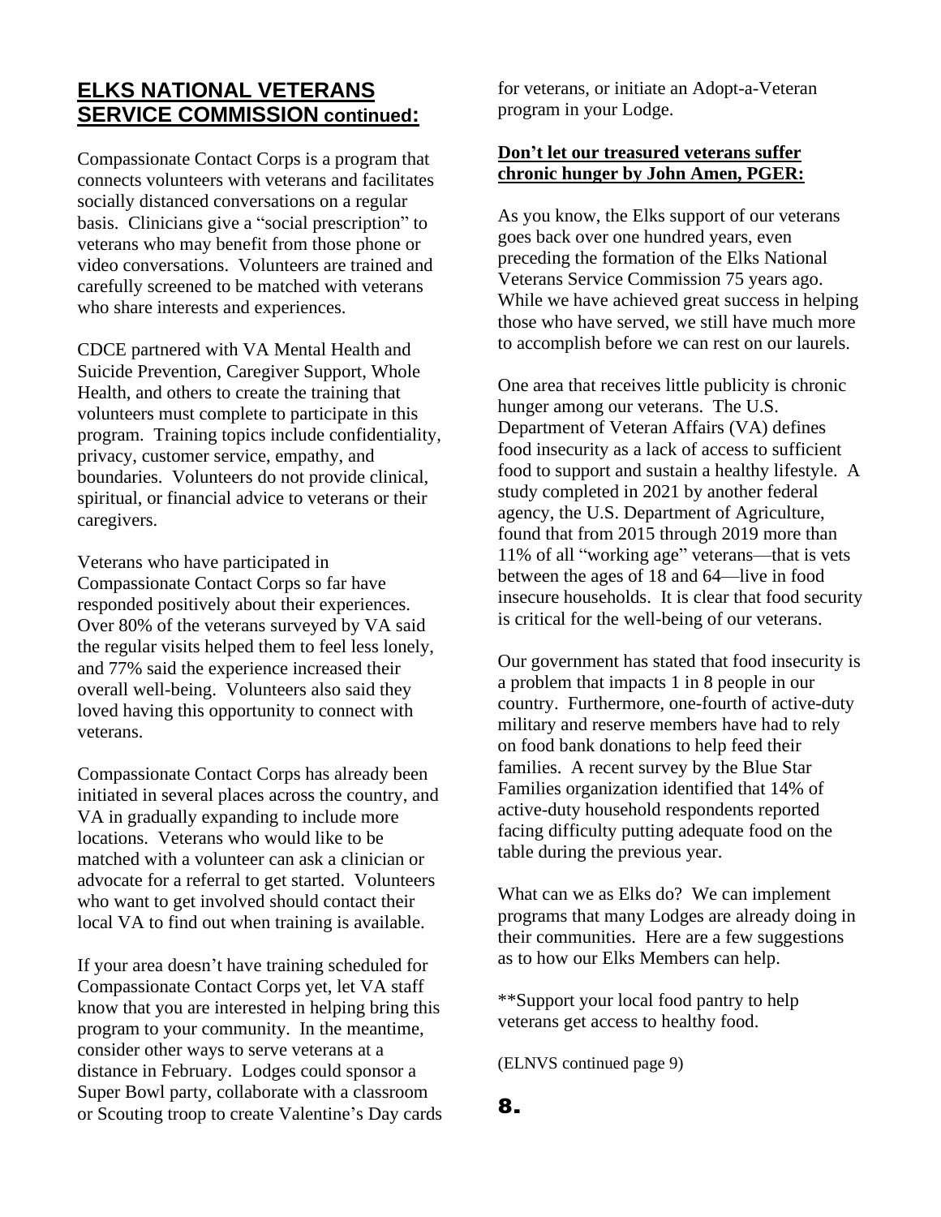## ELKS NATIONAL VETERANS SERVICE COMMISSION continued:

Compassionate Contact Corps is a program that connects volunteers with veterans and facilitates socially distanced conversations on a regular basis. Clinicians give a "social prescription" to veterans who may benefit from those phone or video conversations. Volunteers are trained and carefully screened to be matched with veterans who share interests and experiences.

CDCE partnered with VA Mental Health and Suicide Prevention, Caregiver Support, Whole Health, and others to create the training that volunteers must complete to participate in this program. Training topics include confidentiality, privacy, customer service, empathy, and boundaries. Volunteers do not provide clinical, spiritual, or financial advice to veterans or their caregivers.

Veterans who have participated in Compassionate Contact Corps so far have responded positively about their experiences. Over 80% of the veterans surveyed by VA said the regular visits helped them to feel less lonely, and 77% said the experience increased their overall well-being. Volunteers also said they loved having this opportunity to connect with veterans.

Compassionate Contact Corps has already been initiated in several places across the country, and VA in gradually expanding to include more locations. Veterans who would like to be matched with a volunteer can ask a clinician or advocate for a referral to get started. Volunteers who want to get involved should contact their local VA to find out when training is available.

If your area doesn't have training scheduled for Compassionate Contact Corps yet, let VA staff know that you are interested in helping bring this program to your community. In the meantime, consider other ways to serve veterans at a distance in February. Lodges could sponsor a Super Bowl party, collaborate with a classroom or Scouting troop to create Valentine's Day cards for veterans, or initiate an Adopt-a-Veteran program in your Lodge.

**Don't let our treasured veterans suffer chronic hunger by John Amen, PGER:**

As you know, the Elks support of our veterans goes back over one hundred years, even preceding the formation of the Elks National Veterans Service Commission 75 years ago. While we have achieved great success in helping those who have served, we still have much more to accomplish before we can rest on our laurels.

One area that receives little publicity is chronic hunger among our veterans. The U.S. Department of Veteran Affairs (VA) defines food insecurity as a lack of access to sufficient food to support and sustain a healthy lifestyle. A study completed in 2021 by another federal agency, the U.S. Department of Agriculture, found that from 2015 through 2019 more than 11% of all "working age" veterans—that is vets between the ages of 18 and 64—live in food insecure households. It is clear that food security is critical for the well-being of our veterans.

Our government has stated that food insecurity is a problem that impacts 1 in 8 people in our country. Furthermore, one-fourth of active-duty military and reserve members have had to rely on food bank donations to help feed their families. A recent survey by the Blue Star Families organization identified that 14% of active-duty household respondents reported facing difficulty putting adequate food on the table during the previous year.

What can we as Elks do? We can implement programs that many Lodges are already doing in their communities. Here are a few suggestions as to how our Elks Members can help.

**Support your local food pantry to help veterans get access to healthy food.

(ELNVS continued page 9)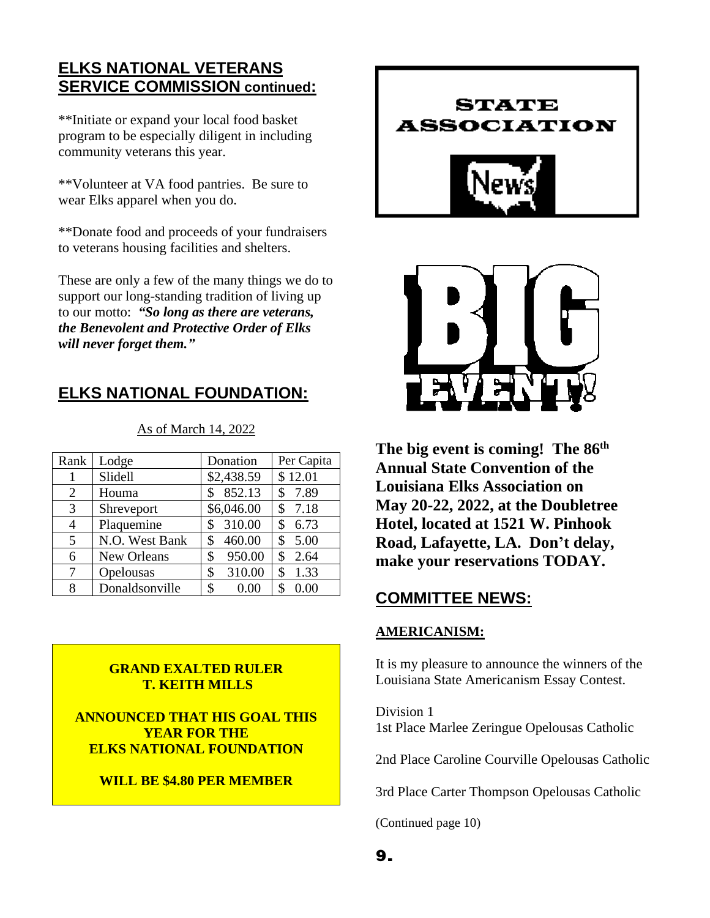## ELKS NATIONAL VETERANS SERVICE COMMISSION continued:

**Initiate or expand your local food basket program to be especially diligent in including community veterans this year.

**Volunteer at VA food pantries. Be sure to wear Elks apparel when you do.

**Donate food and proceeds of your fundraisers to veterans housing facilities and shelters.

These are only a few of the many things we do to support our long-standing tradition of living up to our motto: ***"So long as there are veterans, the Benevolent and Protective Order of Elks will never forget them."***

## ELKS NATIONAL FOUNDATION:

As of March 14, 2022

| Rank | Lodge | Donation | Per Capita |
|---|---|---|---|
| 1 | Slidell | $2,438.59 | $ 12.01 |
| 2 | Houma | $ 852.13 | $ 7.89 |
| 3 | Shreveport | $6,046.00 | $ 7.18 |
| 4 | Plaquemine | $ 310.00 | $ 6.73 |
| 5 | N.O. West Bank | $ 460.00 | $ 5.00 |
| 6 | New Orleans | $ 950.00 | $ 2.64 |
| 7 | Opelousas | $ 310.00 | $ 1.33 |
| 8 | Donaldsonville | $ 0.00 | $ 0.00 |

**GRAND EXALTED RULER T. KEITH MILLS**

**ANNOUNCED THAT HIS GOAL THIS YEAR FOR THE ELKS NATIONAL FOUNDATION**

**WILL BE $4.80 PER MEMBER**

STATE ASSOCIATION News

BIG EVENT!

**The big event is coming! The 86th Annual State Convention of the Louisiana Elks Association on May 20-22, 2022, at the Doubletree Hotel, located at 1521 W. Pinhook Road, Lafayette, LA. Don't delay, make your reservations TODAY.**

## COMMITTEE NEWS:

### AMERICANISM:

It is my pleasure to announce the winners of the Louisiana State Americanism Essay Contest.

Division 1
1st Place Marlee Zeringue Opelousas Catholic

2nd Place Caroline Courville Opelousas Catholic

3rd Place Carter Thompson Opelousas Catholic

(Continued page 10)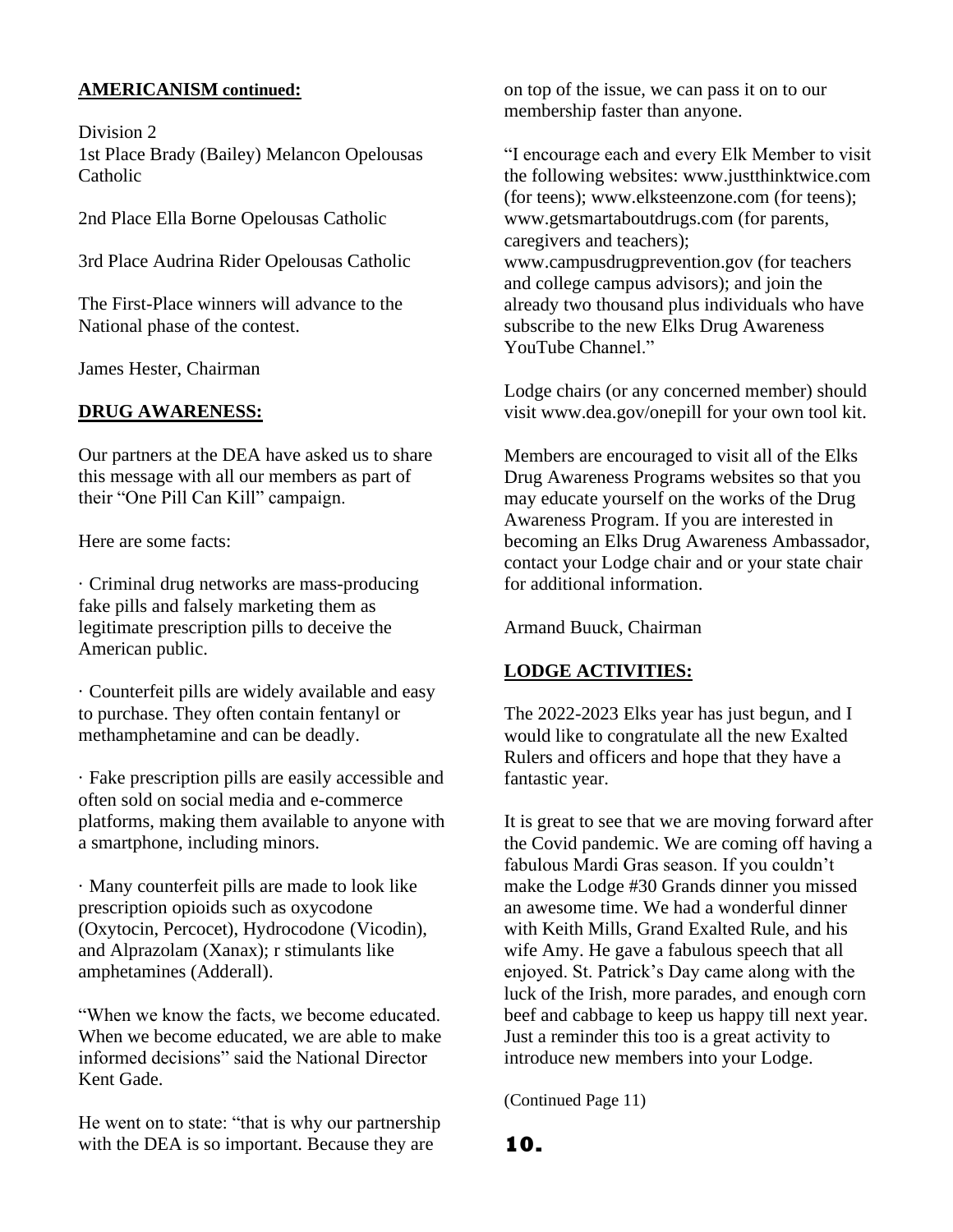**AMERICANISM continued:**

Division 2
1st Place Brady (Bailey) Melancon Opelousas Catholic

2nd Place Ella Borne Opelousas Catholic

3rd Place Audrina Rider Opelousas Catholic

The First-Place winners will advance to the National phase of the contest.

James Hester, Chairman

**DRUG AWARENESS:**

Our partners at the DEA have asked us to share this message with all our members as part of their "One Pill Can Kill" campaign.

Here are some facts:

· Criminal drug networks are mass-producing fake pills and falsely marketing them as legitimate prescription pills to deceive the American public.

· Counterfeit pills are widely available and easy to purchase. They often contain fentanyl or methamphetamine and can be deadly.

· Fake prescription pills are easily accessible and often sold on social media and e-commerce platforms, making them available to anyone with a smartphone, including minors.

· Many counterfeit pills are made to look like prescription opioids such as oxycodone (Oxytocin, Percocet), Hydrocodone (Vicodin), and Alprazolam (Xanax); r stimulants like amphetamines (Adderall).

"When we know the facts, we become educated. When we become educated, we are able to make informed decisions" said the National Director Kent Gade.

He went on to state: "that is why our partnership with the DEA is so important. Because they are on top of the issue, we can pass it on to our membership faster than anyone.

"I encourage each and every Elk Member to visit the following websites: www.justthinktwice.com (for teens); www.elksteenzone.com (for teens); www.getsmartaboutdrugs.com (for parents, caregivers and teachers); www.campusdrugprevention.gov (for teachers and college campus advisors); and join the already two thousand plus individuals who have subscribe to the new Elks Drug Awareness YouTube Channel."

Lodge chairs (or any concerned member) should visit www.dea.gov/onepill for your own tool kit.

Members are encouraged to visit all of the Elks Drug Awareness Programs websites so that you may educate yourself on the works of the Drug Awareness Program. If you are interested in becoming an Elks Drug Awareness Ambassador, contact your Lodge chair and or your state chair for additional information.

Armand Buuck, Chairman

**LODGE ACTIVITIES:**

The 2022-2023 Elks year has just begun, and I would like to congratulate all the new Exalted Rulers and officers and hope that they have a fantastic year.

It is great to see that we are moving forward after the Covid pandemic. We are coming off having a fabulous Mardi Gras season. If you couldn't make the Lodge #30 Grands dinner you missed an awesome time. We had a wonderful dinner with Keith Mills, Grand Exalted Rule, and his wife Amy. He gave a fabulous speech that all enjoyed. St. Patrick's Day came along with the luck of the Irish, more parades, and enough corn beef and cabbage to keep us happy till next year. Just a reminder this too is a great activity to introduce new members into your Lodge.

(Continued Page 11)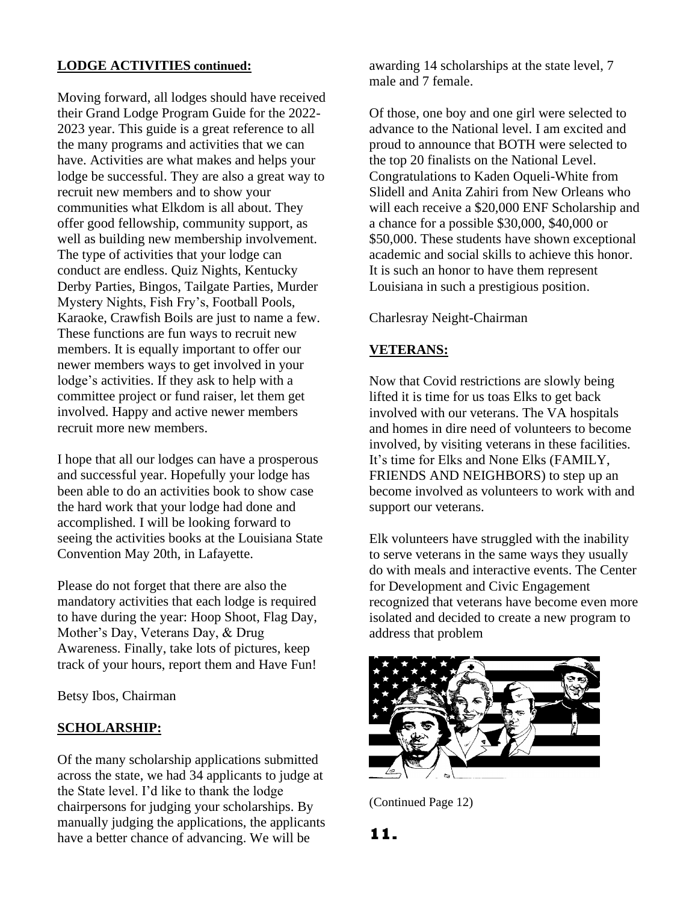## LODGE ACTIVITIES continued:

Moving forward, all lodges should have received their Grand Lodge Program Guide for the 2022-2023 year. This guide is a great reference to all the many programs and activities that we can have. Activities are what makes and helps your lodge be successful. They are also a great way to recruit new members and to show your communities what Elkdom is all about. They offer good fellowship, community support, as well as building new membership involvement. The type of activities that your lodge can conduct are endless. Quiz Nights, Kentucky Derby Parties, Bingos, Tailgate Parties, Murder Mystery Nights, Fish Fry's, Football Pools, Karaoke, Crawfish Boils are just to name a few. These functions are fun ways to recruit new members. It is equally important to offer our newer members ways to get involved in your lodge's activities. If they ask to help with a committee project or fund raiser, let them get involved. Happy and active newer members recruit more new members.

I hope that all our lodges can have a prosperous and successful year. Hopefully your lodge has been able to do an activities book to show case the hard work that your lodge had done and accomplished. I will be looking forward to seeing the activities books at the Louisiana State Convention May 20th, in Lafayette.

Please do not forget that there are also the mandatory activities that each lodge is required to have during the year: Hoop Shoot, Flag Day, Mother's Day, Veterans Day, & Drug Awareness. Finally, take lots of pictures, keep track of your hours, report them and Have Fun!

Betsy Ibos, Chairman

## SCHOLARSHIP:

Of the many scholarship applications submitted across the state, we had 34 applicants to judge at the State level. I'd like to thank the lodge chairpersons for judging your scholarships. By manually judging the applications, the applicants have a better chance of advancing. We will be awarding 14 scholarships at the state level, 7 male and 7 female.

Of those, one boy and one girl were selected to advance to the National level. I am excited and proud to announce that BOTH were selected to the top 20 finalists on the National Level. Congratulations to Kaden Oqueli-White from Slidell and Anita Zahiri from New Orleans who will each receive a $20,000 ENF Scholarship and a chance for a possible $30,000, $40,000 or $50,000. These students have shown exceptional academic and social skills to achieve this honor. It is such an honor to have them represent Louisiana in such a prestigious position.

Charlesray Neight-Chairman

## VETERANS:

Now that Covid restrictions are slowly being lifted it is time for us toas Elks to get back involved with our veterans. The VA hospitals and homes in dire need of volunteers to become involved, by visiting veterans in these facilities. It's time for Elks and None Elks (FAMILY, FRIENDS AND NEIGHBORS) to step up an become involved as volunteers to work with and support our veterans.

Elk volunteers have struggled with the inability to serve veterans in the same ways they usually do with meals and interactive events. The Center for Development and Civic Engagement recognized that veterans have become even more isolated and decided to create a new program to address that problem

(Continued Page 12)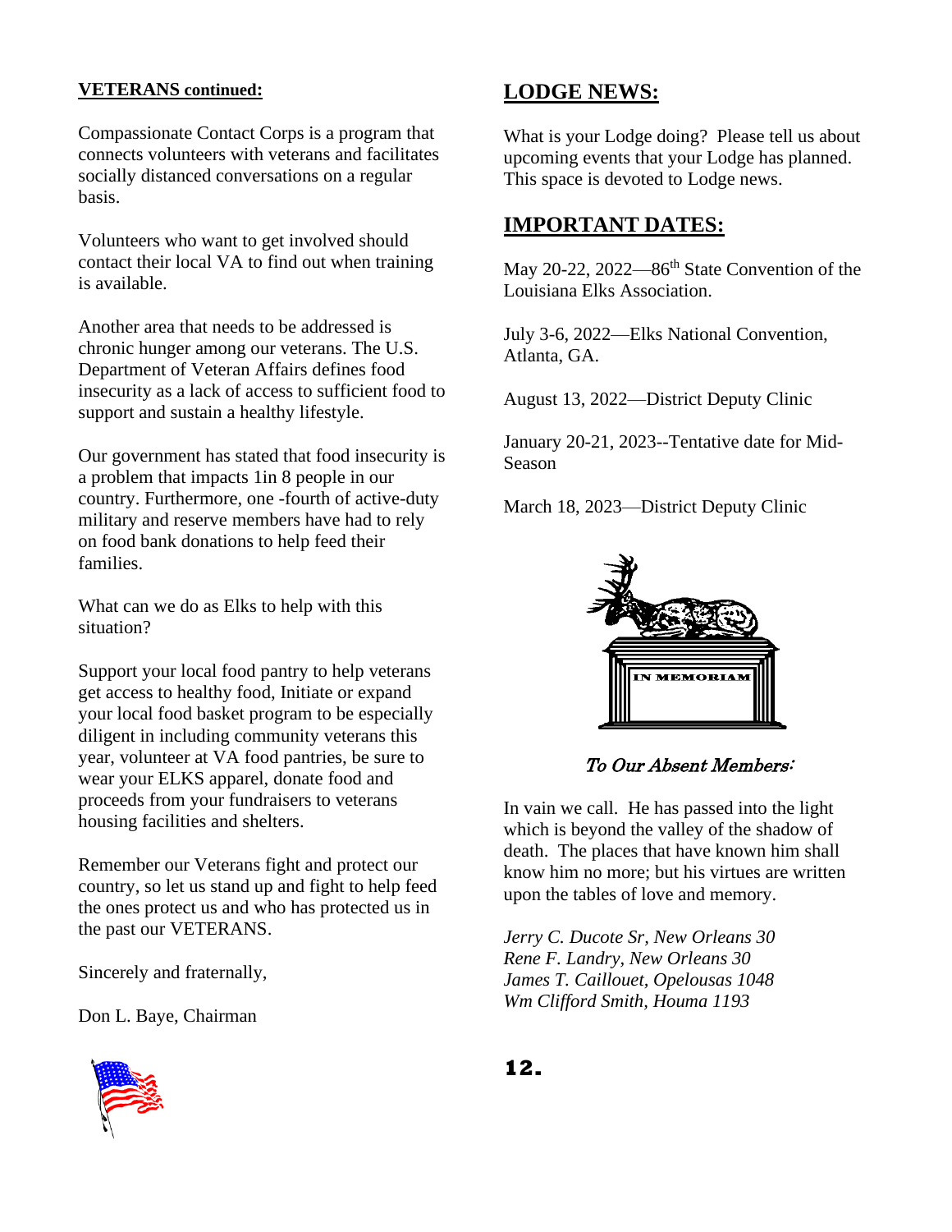**VETERANS continued:**

Compassionate Contact Corps is a program that connects volunteers with veterans and facilitates socially distanced conversations on a regular basis.

Volunteers who want to get involved should contact their local VA to find out when training is available.

Another area that needs to be addressed is chronic hunger among our veterans. The U.S. Department of Veteran Affairs defines food insecurity as a lack of access to sufficient food to support and sustain a healthy lifestyle.

Our government has stated that food insecurity is a problem that impacts 1in 8 people in our country. Furthermore, one -fourth of active-duty military and reserve members have had to rely on food bank donations to help feed their families.

What can we do as Elks to help with this situation?

Support your local food pantry to help veterans get access to healthy food, Initiate or expand your local food basket program to be especially diligent in including community veterans this year, volunteer at VA food pantries, be sure to wear your ELKS apparel, donate food and proceeds from your fundraisers to veterans housing facilities and shelters.

Remember our Veterans fight and protect our country, so let us stand up and fight to help feed the ones protect us and who has protected us in the past our VETERANS.

Sincerely and fraternally,

Don L. Baye, Chairman

## LODGE NEWS:

What is your Lodge doing? Please tell us about upcoming events that your Lodge has planned. This space is devoted to Lodge news.

## IMPORTANT DATES:

May 20-22, 2022—86th State Convention of the Louisiana Elks Association.

July 3-6, 2022—Elks National Convention, Atlanta, GA.

August 13, 2022—District Deputy Clinic

January 20-21, 2023--Tentative date for Mid-Season

March 18, 2023—District Deputy Clinic

IN MEMORIAM

*To Our Absent Members:*

In vain we call. He has passed into the light which is beyond the valley of the shadow of death. The places that have known him shall know him no more; but his virtues are written upon the tables of love and memory.

*Jerry C. Ducote Sr, New Orleans 30*
*Rene F. Landry, New Orleans 30*
*James T. Caillouet, Opelousas 1048*
*Wm Clifford Smith, Houma 1193*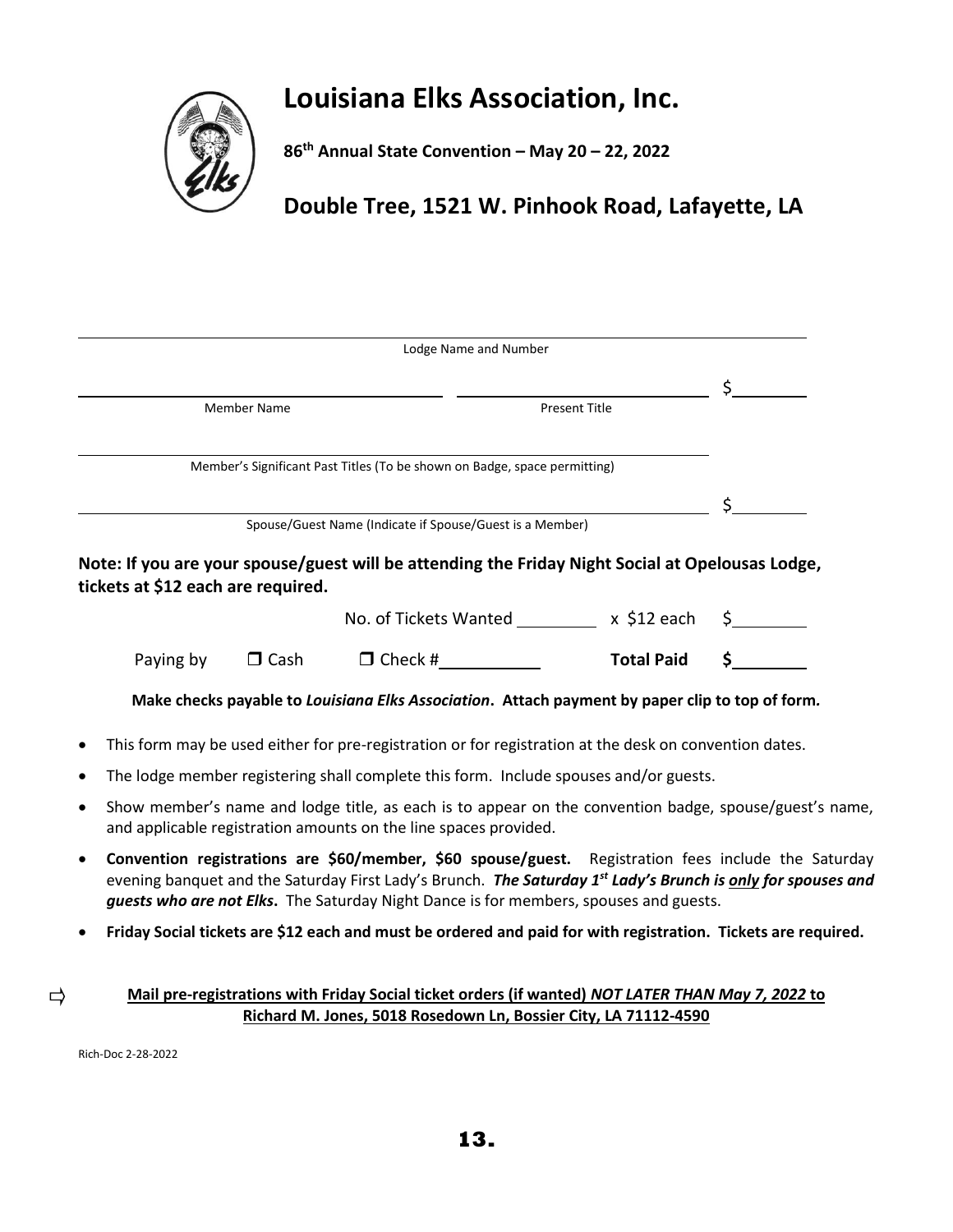# Louisiana Elks Association, Inc.

**86th Annual State Convention – May 20 – 22, 2022**

## Double Tree, 1521 W. Pinhook Road, Lafayette, LA

\_\_\_\_\_\_\_\_\_\_\_\_\_\_\_\_\_\_\_\_\_\_\_\_\_\_\_\_\_\_\_\_\_\_\_\_\_\_\_\_\_\_\_\_\_\_\_\_\_\_\_\_\_\_\_\_\_\_\_\_\_\_\_\_\_\_\_\_\_\_\_\_\_\_\_\_

Lodge Name and Number

\_\_\_\_\_\_\_\_\_\_\_\_\_\_\_\_\_\_\_\_\_\_\_\_\_\_\_\_\_\_\_\_\_\_\_ \_\_\_\_\_\_\_\_\_\_\_\_\_\_\_\_\_\_\_\_\_\_\_\_\_\_\_ $\_\_\_\_\_\_\_\_

Member Name Present Title

\_\_\_\_\_\_\_\_\_\_\_\_\_\_\_\_\_\_\_\_\_\_\_\_\_\_\_\_\_\_\_\_\_\_\_\_\_\_\_\_\_\_\_\_\_\_\_\_\_\_\_\_\_\_\_\_\_\_\_\_\_\_\_\_\_\_\_\_

Member's Significant Past Titles (To be shown on Badge, space permitting)

\_\_\_\_\_\_\_\_\_\_\_\_\_\_\_\_\_\_\_\_\_\_\_\_\_\_\_\_\_\_\_\_\_\_\_\_\_\_\_\_\_\_\_\_\_\_\_\_\_\_\_\_\_\_\_\_\_\_\_\_\_\_\_\_\_\_\_\_ $\_\_\_\_\_\_\_\_

Spouse/Guest Name (Indicate if Spouse/Guest is a Member)

**Note: If you are your spouse/guest will be attending the Friday Night Social at Opelousas Lodge, tickets at $12 each are required.**

No. of Tickets Wanted \_\_\_\_\_\_\_\_ x $12 each $\_\_\_\_\_\_\_\_

Paying by ☐ Cash ☐ Check #\_\_\_\_\_\_\_\_\_\_ **Total Paid $\_\_\_\_\_\_\_\_**

**Make checks payable to *Louisiana Elks Association*. Attach payment by paper clip to top of form.**

- This form may be used either for pre-registration or for registration at the desk on convention dates.
- The lodge member registering shall complete this form. Include spouses and/or guests.
- Show member's name and lodge title, as each is to appear on the convention badge, spouse/guest's name, and applicable registration amounts on the line spaces provided.
- **Convention registrations are $60/member, $60 spouse/guest.** Registration fees include the Saturday evening banquet and the Saturday First Lady's Brunch. ***The Saturday 1st Lady's Brunch is <u>only</u> for spouses and guests who are not Elks*.** The Saturday Night Dance is for members, spouses and guests.
- **Friday Social tickets are $12 each and must be ordered and paid for with registration. Tickets are required.**

⇨ **<u>Mail pre-registrations with Friday Social ticket orders (if wanted) *NOT LATER THAN May 7, 2022* to Richard M. Jones, 5018 Rosedown Ln, Bossier City, LA 71112-4590</u>**

Rich-Doc 2-28-2022